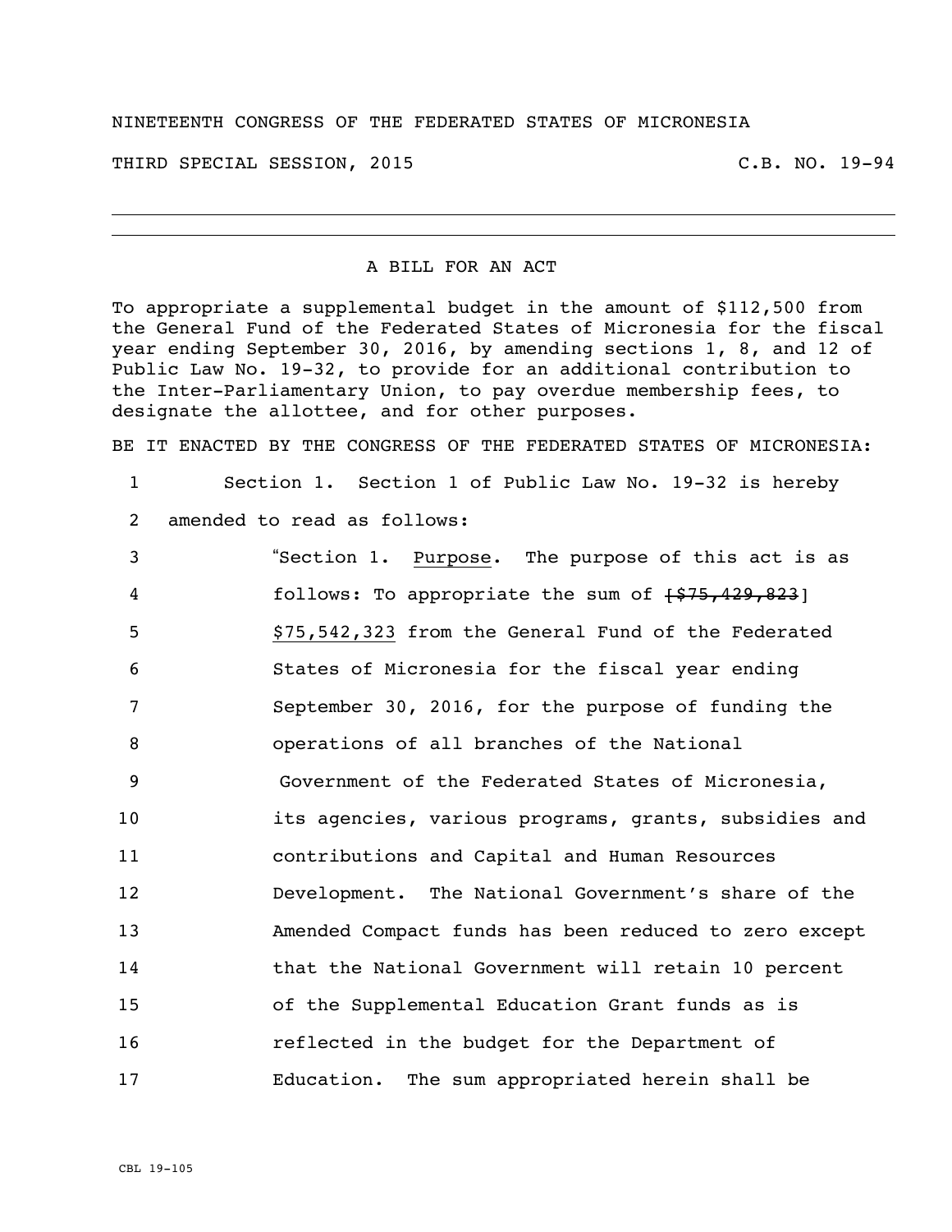NINETEENTH CONGRESS OF THE FEDERATED STATES OF MICRONESIA

THIRD SPECIAL SESSION, 2015 C.B. NO. 19-94

---

A BILL FOR AN ACT

To appropriate a supplemental budget in the amount of $112,500 from the General Fund of the Federated States of Micronesia for the fiscal year ending September 30, 2016, by amending sections 1, 8, and 12 of Public Law No. 19-32, to provide for an additional contribution to the Inter-Parliamentary Union, to pay overdue membership fees, to designate the allottee, and for other purposes.

BE IT ENACTED BY THE CONGRESS OF THE FEDERATED STATES OF MICRONESIA:

1 Section 1. Section 1 of Public Law No. 19-32 is hereby
2 amended to read as follows:
3 "Section 1. Purpose. The purpose of this act is as
4 follows: To appropriate the sum of [~~$75,429,823~~]
5 $75,542,323 from the General Fund of the Federated
6 States of Micronesia for the fiscal year ending
7 September 30, 2016, for the purpose of funding the
8 operations of all branches of the National
9 Government of the Federated States of Micronesia,
10 its agencies, various programs, grants, subsidies and
11 contributions and Capital and Human Resources
12 Development. The National Government's share of the
13 Amended Compact funds has been reduced to zero except
14 that the National Government will retain 10 percent
15 of the Supplemental Education Grant funds as is
16 reflected in the budget for the Department of
17 Education. The sum appropriated herein shall be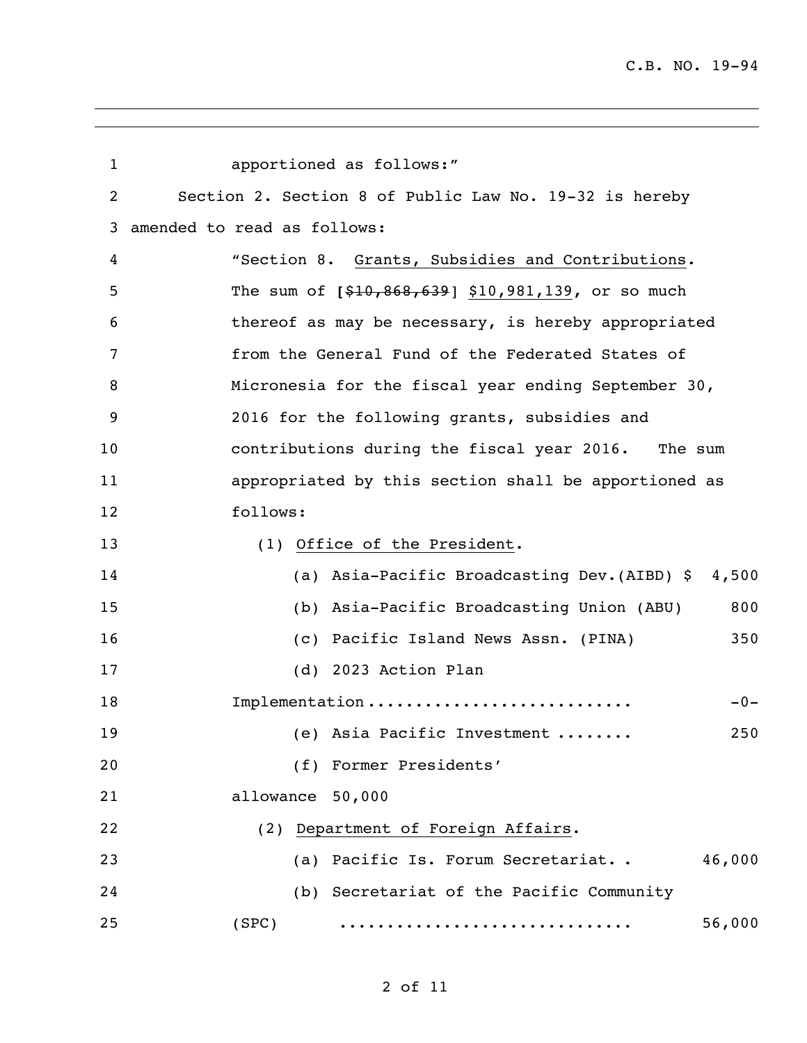apportioned as follows:"

Section 2. Section 8 of Public Law No. 19-32 is hereby amended to read as follows:

"Section 8. Grants, Subsidies and Contributions. The sum of [~~$10,868,639~~] $10,981,139, or so much thereof as may be necessary, is hereby appropriated from the General Fund of the Federated States of Micronesia for the fiscal year ending September 30, 2016 for the following grants, subsidies and contributions during the fiscal year 2016. The sum appropriated by this section shall be apportioned as follows:

(1) Office of the President.

| | |
|---|---|
| (a) Asia-Pacific Broadcasting Dev.(AIBD) | $ 4,500 |
| (b) Asia-Pacific Broadcasting Union (ABU) | 800 |
| (c) Pacific Island News Assn. (PINA) | 350 |
| (d) 2023 Action Plan Implementation.......................... | -0- |
| (e) Asia Pacific Investment ........ | 250 |
| (f) Former Presidents' allowance | 50,000 |

(2) Department of Foreign Affairs.

| | |
|---|---|
| (a) Pacific Is. Forum Secretariat. . | 46,000 |
| (b) Secretariat of the Pacific Community (SPC) .............................. | 56,000 |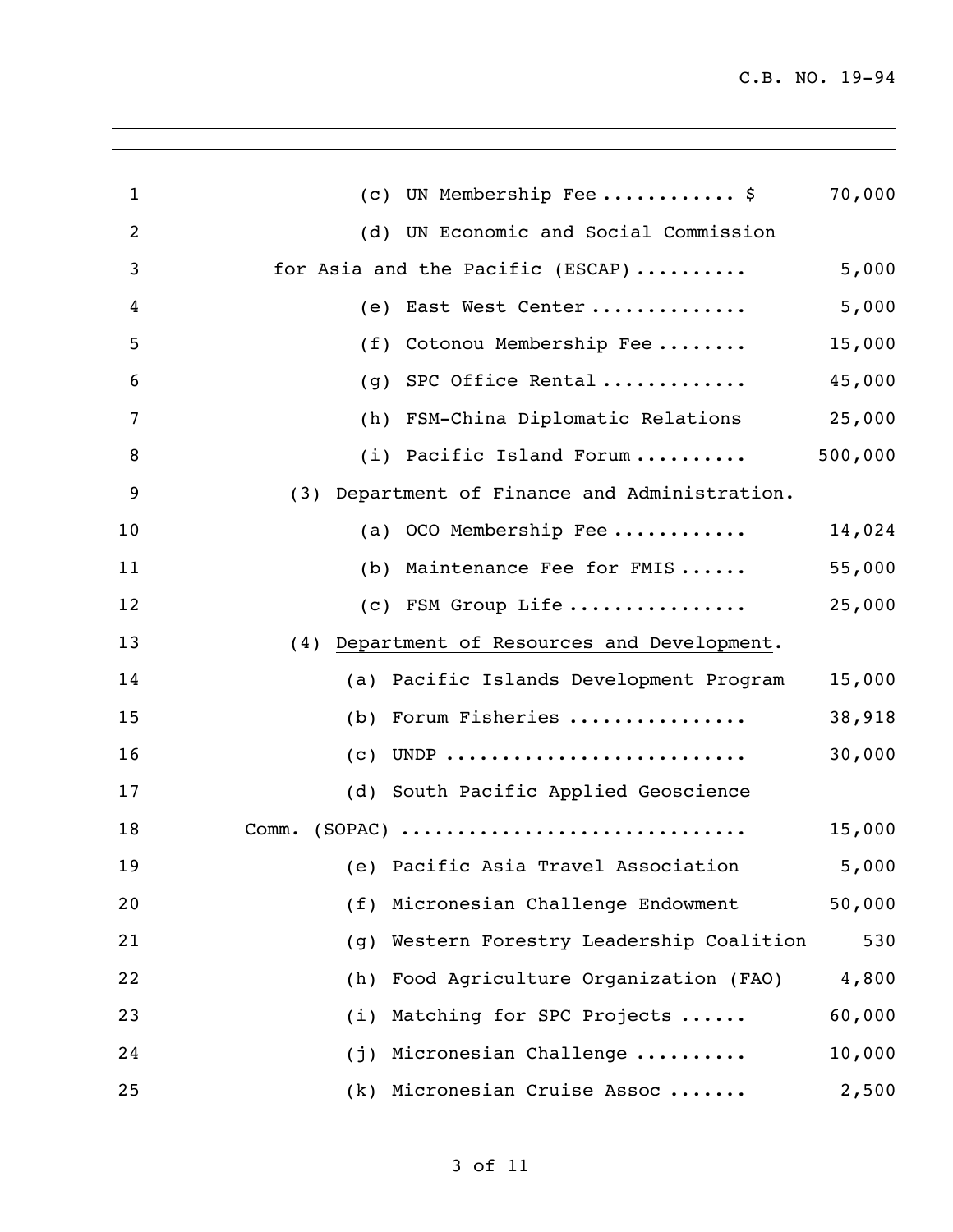(c) UN Membership Fee ........... $ 70,000

(d) UN Economic and Social Commission for Asia and the Pacific (ESCAP) .......... 5,000

(e) East West Center .............. 5,000

(f) Cotonou Membership Fee ........ 15,000

(g) SPC Office Rental ............ 45,000

(h) FSM-China Diplomatic Relations 25,000

(i) Pacific Island Forum .......... 500,000

(3) Department of Finance and Administration.

(a) OCO Membership Fee ........... 14,024

(b) Maintenance Fee for FMIS ...... 55,000

(c) FSM Group Life ............... 25,000

(4) Department of Resources and Development.

(a) Pacific Islands Development Program 15,000

(b) Forum Fisheries ............... 38,918

(c) UNDP .......................... 30,000

(d) South Pacific Applied Geoscience Comm. (SOPAC) ............................. 15,000

(e) Pacific Asia Travel Association 5,000

(f) Micronesian Challenge Endowment 50,000

(g) Western Forestry Leadership Coalition 530

(h) Food Agriculture Organization (FAO) 4,800

(i) Matching for SPC Projects ...... 60,000

(j) Micronesian Challenge .......... 10,000

(k) Micronesian Cruise Assoc ....... 2,500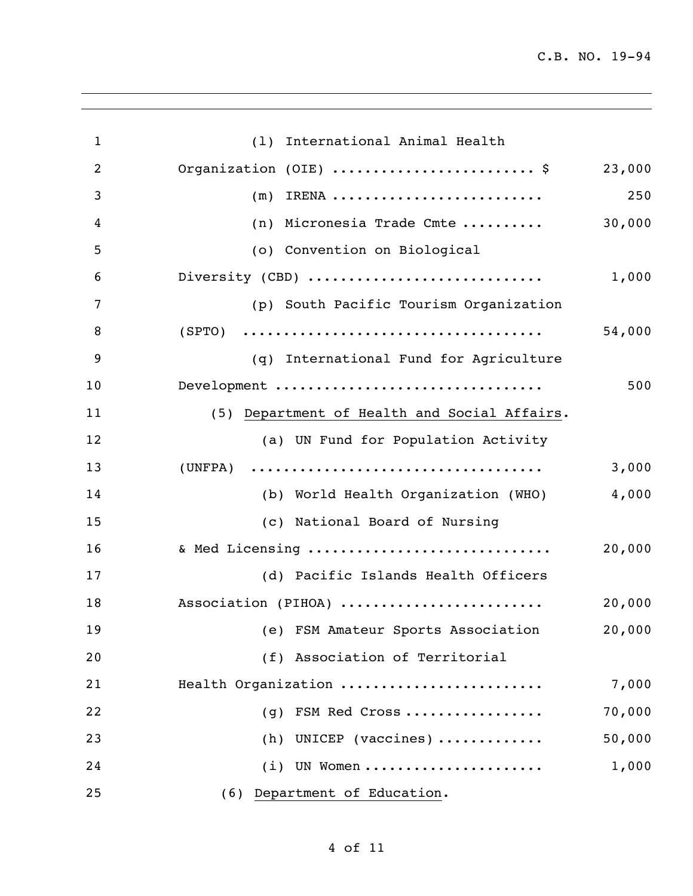(l) International Animal Health Organization (OIE) ........................ $ 23,000

(m) IRENA ......................... 250

(n) Micronesia Trade Cmte .......... 30,000

(o) Convention on Biological Diversity (CBD) ........................... 1,000

(p) South Pacific Tourism Organization (SPTO) .................................... 54,000

(q) International Fund for Agriculture Development ................................ 500

(5) Department of Health and Social Affairs.

(a) UN Fund for Population Activity (UNFPA) ................................... 3,000

(b) World Health Organization (WHO) 4,000

(c) National Board of Nursing & Med Licensing ............................ 20,000

(d) Pacific Islands Health Officers Association (PIHOA) ........................ 20,000

(e) FSM Amateur Sports Association 20,000

(f) Association of Territorial Health Organization ........................ 7,000

(g) FSM Red Cross ................ 70,000

(h) UNICEP (vaccines) ............ 50,000

(i) UN Women ..................... 1,000

(6) Department of Education.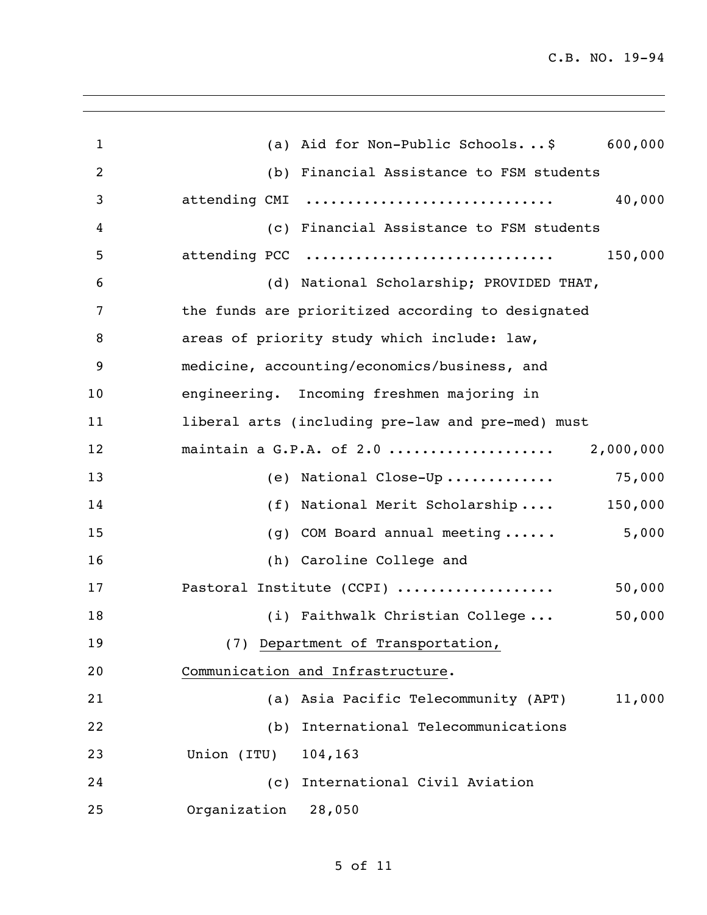(a) Aid for Non-Public Schools. . . $ 600,000

(b) Financial Assistance to FSM students attending CMI .............................. 40,000

(c) Financial Assistance to FSM students attending PCC .............................. 150,000

(d) National Scholarship; PROVIDED THAT, the funds are prioritized according to designated areas of priority study which include: law, medicine, accounting/economics/business, and engineering. Incoming freshmen majoring in liberal arts (including pre-law and pre-med) must maintain a G.P.A. of 2.0 ................... 2,000,000

(e) National Close-Up ............. 75,000

(f) National Merit Scholarship .... 150,000

(g) COM Board annual meeting ...... 5,000

(h) Caroline College and Pastoral Institute (CCPI) .................. 50,000

(i) Faithwalk Christian College ... 50,000

(7) Department of Transportation, Communication and Infrastructure.

(a) Asia Pacific Telecommunity (APT) 11,000

(b) International Telecommunications Union (ITU) 104,163

(c) International Civil Aviation Organization 28,050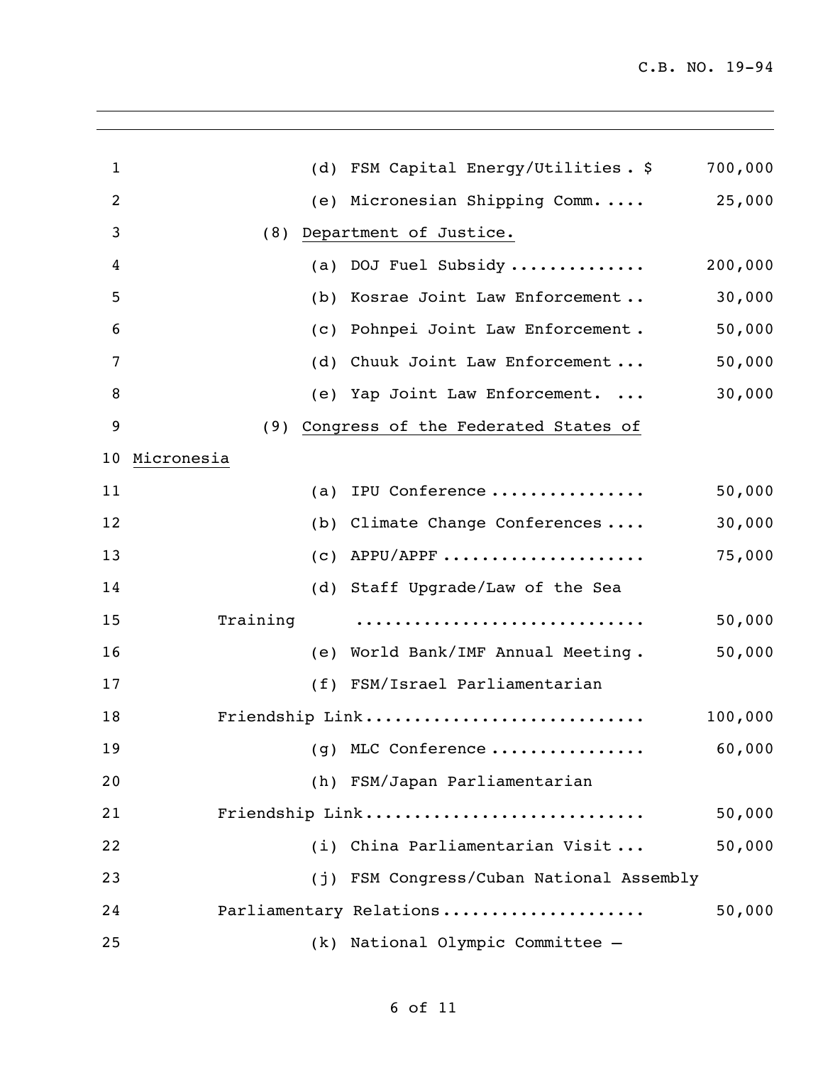(d) FSM Capital Energy/Utilities . $ 700,000

(e) Micronesian Shipping Comm. .... 25,000

(8) Department of Justice.

(a) DOJ Fuel Subsidy ............. 200,000

(b) Kosrae Joint Law Enforcement .. 30,000

(c) Pohnpei Joint Law Enforcement . 50,000

(d) Chuuk Joint Law Enforcement ... 50,000

(e) Yap Joint Law Enforcement. ... 30,000

(9) Congress of the Federated States of Micronesia

(a) IPU Conference ................ 50,000

(b) Climate Change Conferences .... 30,000

(c) APPU/APPF ..................... 75,000

(d) Staff Upgrade/Law of the Sea Training ............................ 50,000

(e) World Bank/IMF Annual Meeting . 50,000

(f) FSM/Israel Parliamentarian Friendship Link............................ 100,000

(g) MLC Conference ................ 60,000

(h) FSM/Japan Parliamentarian Friendship Link............................ 50,000

(i) China Parliamentarian Visit ... 50,000

(j) FSM Congress/Cuban National Assembly Parliamentary Relations.................... 50,000

(k) National Olympic Committee –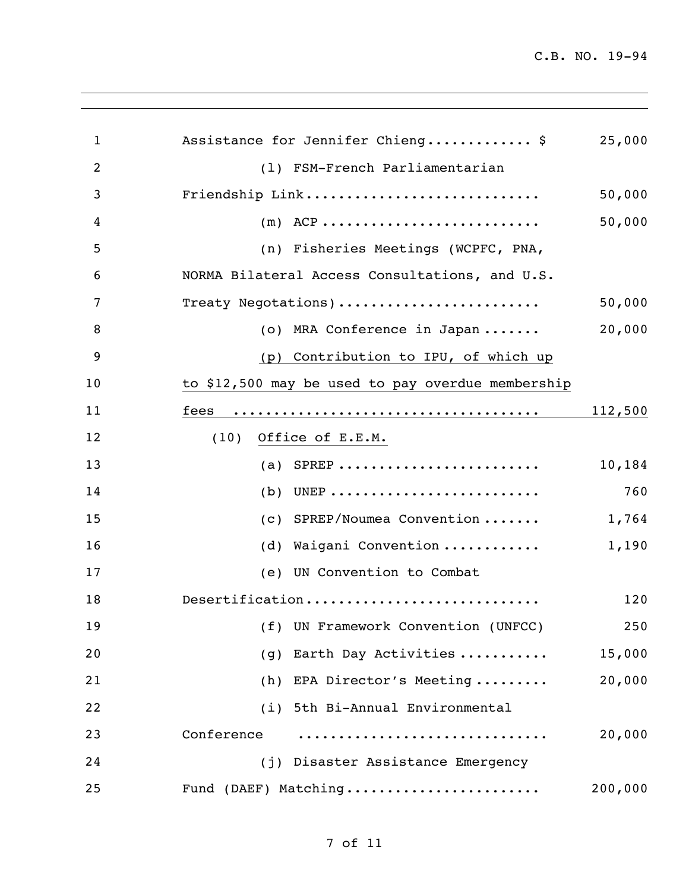| | |
|---|---|
| Assistance for Jennifer Chieng............ $ | 25,000 |
| (l) FSM-French Parliamentarian Friendship Link........................... | 50,000 |
| (m) ACP ......................... | 50,000 |
| (n) Fisheries Meetings (WCPFC, PNA, NORMA Bilateral Access Consultations, and U.S. Treaty Negotations)........................ | 50,000 |
| (o) MRA Conference in Japan ....... | 20,000 |
| <u>(p) Contribution to IPU, of which up to $12,500 may be used to pay overdue membership fees ....................................</u> | <u>112,500</u> |
| (10) <u>Office of E.E.M.</u> | |
| (a) SPREP ........................ | 10,184 |
| (b) UNEP ......................... | 760 |
| (c) SPREP/Noumea Convention ....... | 1,764 |
| (d) Waigani Convention ........... | 1,190 |
| (e) UN Convention to Combat Desertification........................... | 120 |
| (f) UN Framework Convention (UNFCC) | 250 |
| (g) Earth Day Activities .......... | 15,000 |
| (h) EPA Director's Meeting ......... | 20,000 |
| (i) 5th Bi-Annual Environmental Conference ............................. | 20,000 |
| (j) Disaster Assistance Emergency Fund (DAEF) Matching....................... | 200,000 |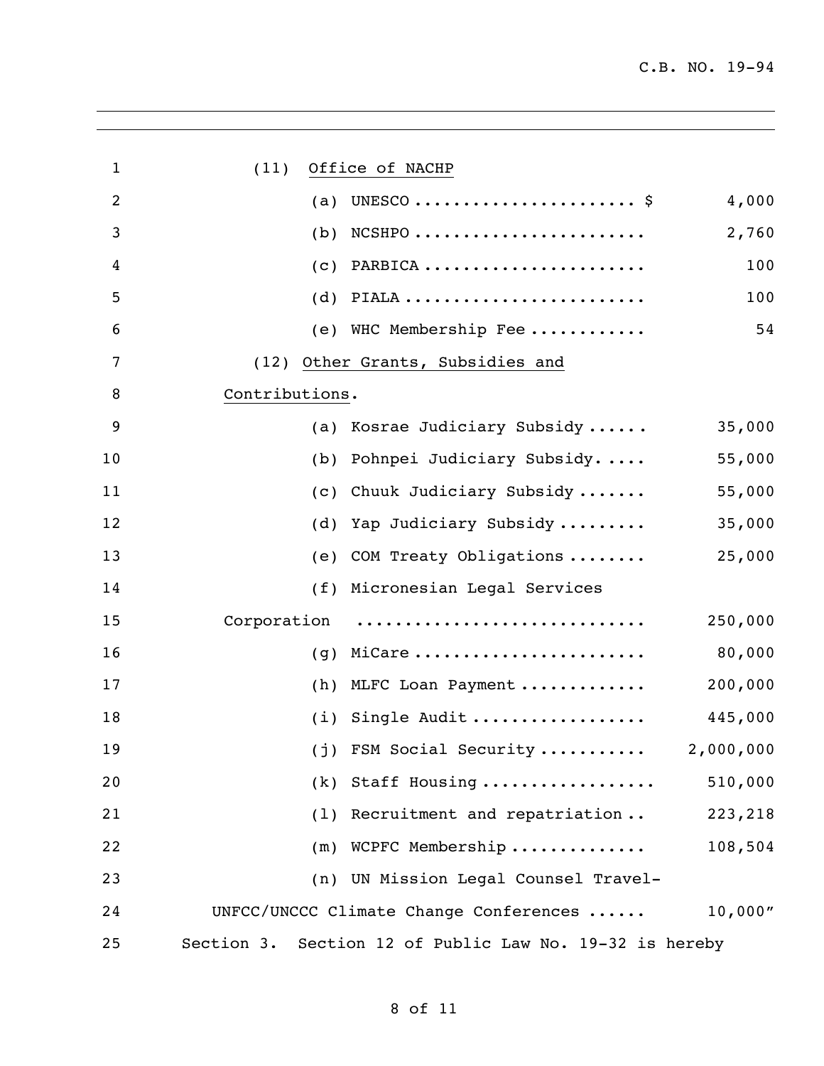(11) Office of NACHP

| | |
|---|---|
| (a) UNESCO ...................... $ | 4,000 |
| (b) NCSHPO ...................... | 2,760 |
| (c) PARBICA ...................... | 100 |
| (d) PIALA ...................... | 100 |
| (e) WHC Membership Fee ........... | 54 |

(12) Other Grants, Subsidies and Contributions.

| | |
|---|---|
| (a) Kosrae Judiciary Subsidy ...... | 35,000 |
| (b) Pohnpei Judiciary Subsidy. .... | 55,000 |
| (c) Chuuk Judiciary Subsidy ....... | 55,000 |
| (d) Yap Judiciary Subsidy ......... | 35,000 |
| (e) COM Treaty Obligations ........ | 25,000 |
| (f) Micronesian Legal Services Corporation ........................... | 250,000 |
| (g) MiCare ....................... | 80,000 |
| (h) MLFC Loan Payment ............ | 200,000 |
| (i) Single Audit ................. | 445,000 |
| (j) FSM Social Security .......... | 2,000,000 |
| (k) Staff Housing ................. | 510,000 |
| (l) Recruitment and repatriation .. | 223,218 |
| (m) WCPFC Membership ............. | 108,504 |
| (n) UN Mission Legal Counsel Travel-UNFCC/UNCCC Climate Change Conferences ...... | 10,000" |

Section 3. Section 12 of Public Law No. 19-32 is hereby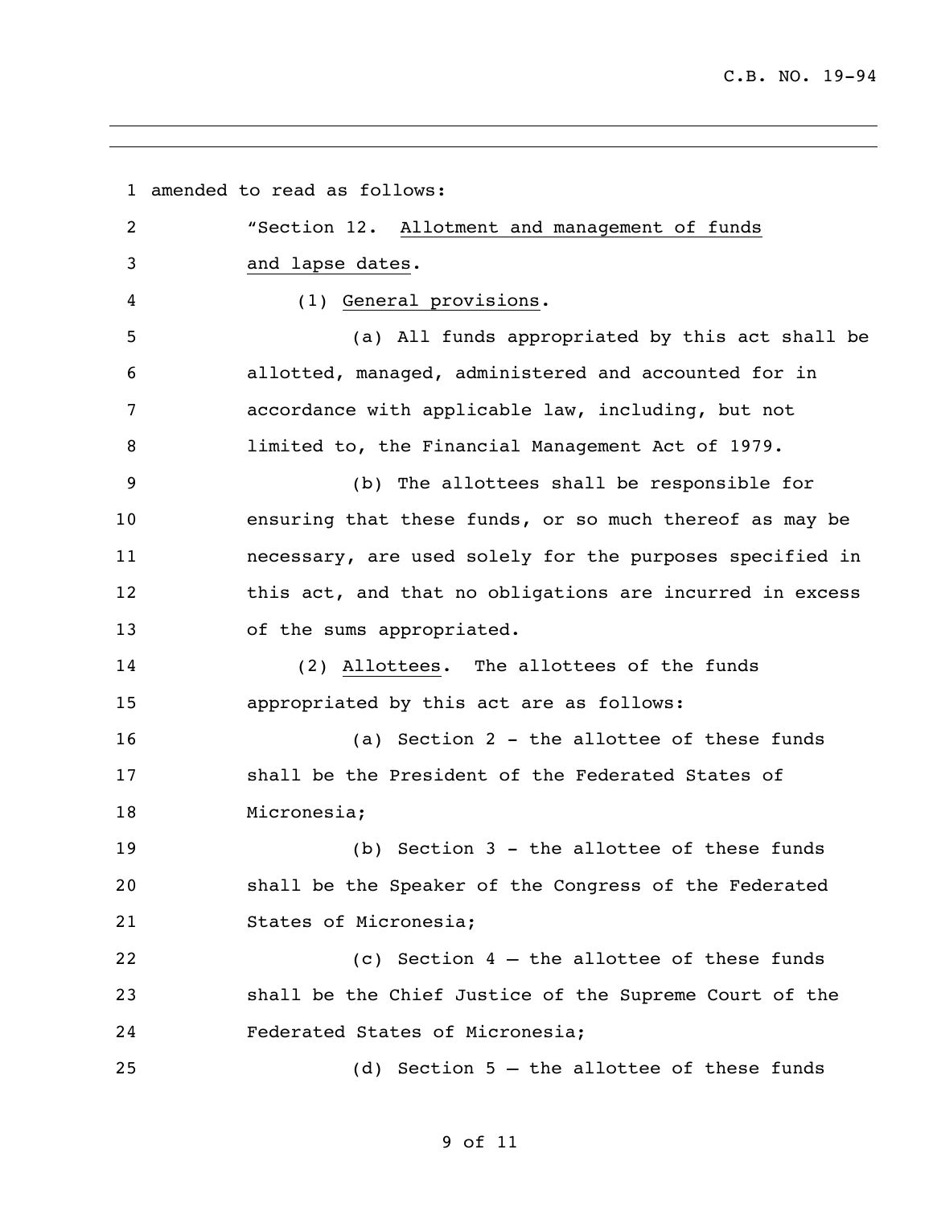amended to read as follows:

"Section 12. <u>Allotment and management of funds and lapse dates</u>.

(1) <u>General provisions</u>.

(a) All funds appropriated by this act shall be allotted, managed, administered and accounted for in accordance with applicable law, including, but not limited to, the Financial Management Act of 1979.

(b) The allottees shall be responsible for ensuring that these funds, or so much thereof as may be necessary, are used solely for the purposes specified in this act, and that no obligations are incurred in excess of the sums appropriated.

(2) <u>Allottees</u>. The allottees of the funds appropriated by this act are as follows:

(a) Section 2 - the allottee of these funds shall be the President of the Federated States of Micronesia;

(b) Section 3 - the allottee of these funds shall be the Speaker of the Congress of the Federated States of Micronesia;

(c) Section 4 – the allottee of these funds shall be the Chief Justice of the Supreme Court of the Federated States of Micronesia;

(d) Section 5 – the allottee of these funds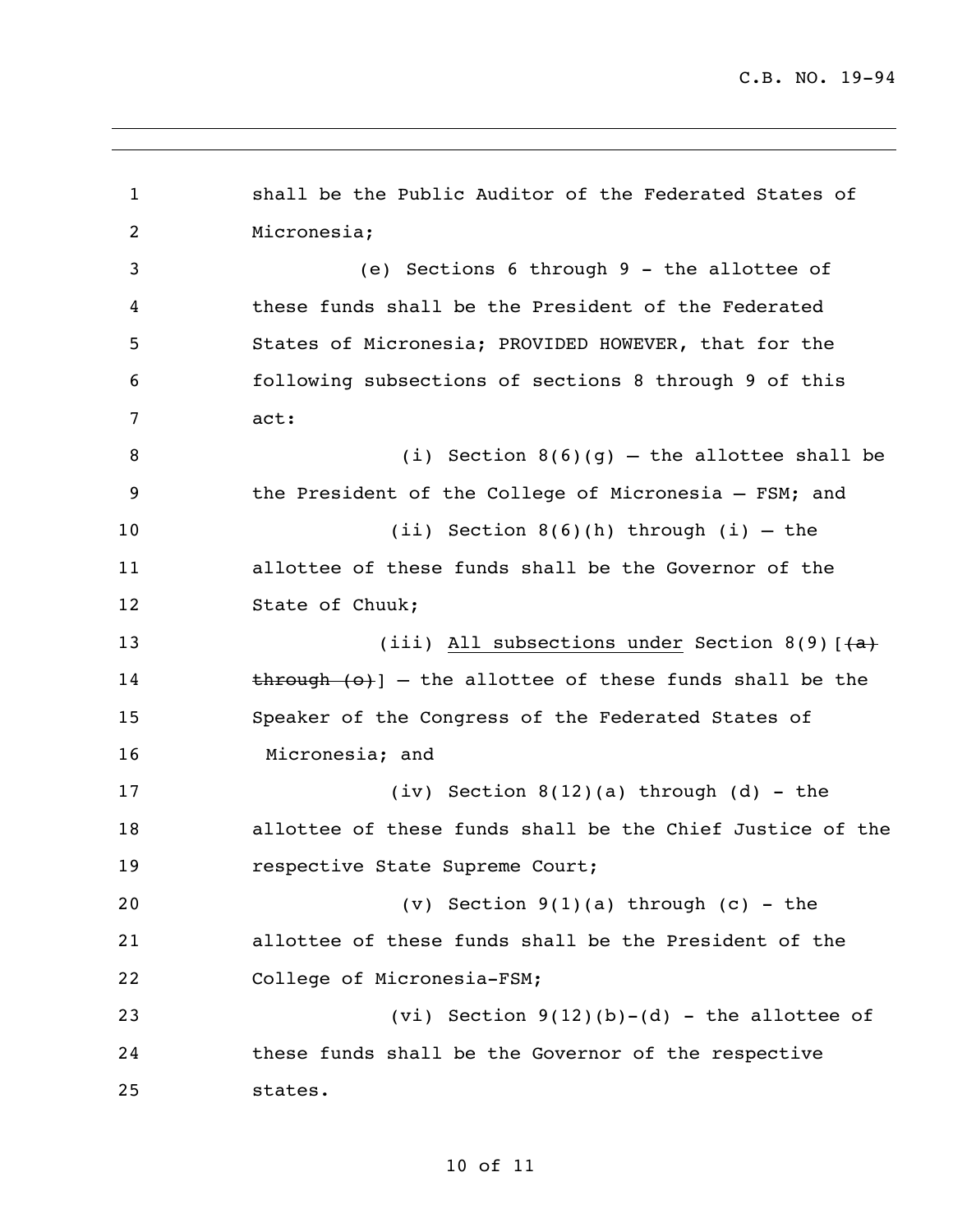shall be the Public Auditor of the Federated States of Micronesia;

(e) Sections 6 through 9 - the allottee of these funds shall be the President of the Federated States of Micronesia; PROVIDED HOWEVER, that for the following subsections of sections 8 through 9 of this act:

(i) Section 8(6)(g) – the allottee shall be the President of the College of Micronesia – FSM; and

(ii) Section 8(6)(h) through (i) – the allottee of these funds shall be the Governor of the State of Chuuk;

(iii) <u>All subsections under</u> Section 8(9)[~~(a) through (o)~~] – the allottee of these funds shall be the Speaker of the Congress of the Federated States of Micronesia; and

(iv) Section 8(12)(a) through (d) - the allottee of these funds shall be the Chief Justice of the respective State Supreme Court;

(v) Section 9(1)(a) through (c) - the allottee of these funds shall be the President of the College of Micronesia-FSM;

(vi) Section 9(12)(b)-(d) - the allottee of these funds shall be the Governor of the respective states.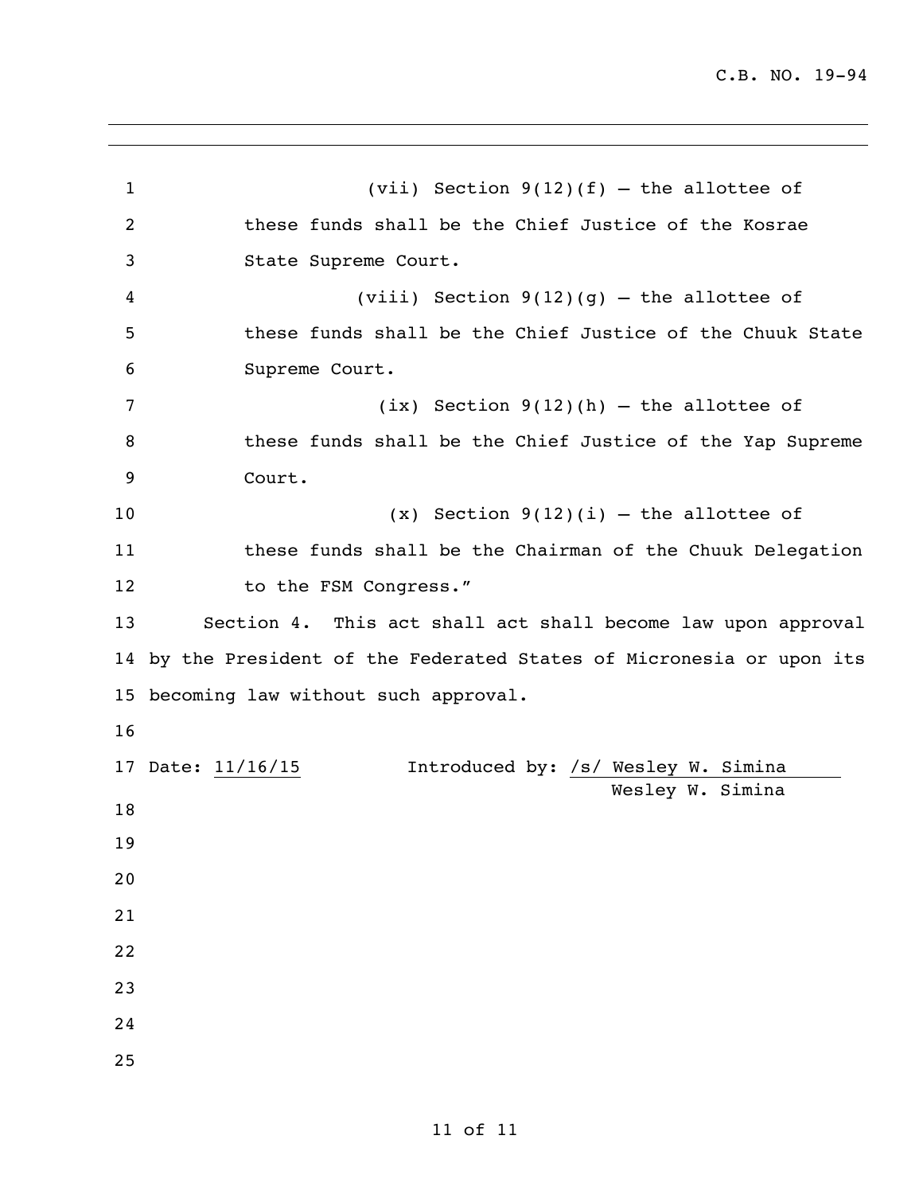(vii) Section 9(12)(f) – the allottee of these funds shall be the Chief Justice of the Kosrae State Supreme Court.

(viii) Section 9(12)(g) – the allottee of these funds shall be the Chief Justice of the Chuuk State Supreme Court.

(ix) Section 9(12)(h) – the allottee of these funds shall be the Chief Justice of the Yap Supreme Court.

(x) Section 9(12)(i) – the allottee of these funds shall be the Chairman of the Chuuk Delegation to the FSM Congress."

Section 4. This act shall act shall become law upon approval by the President of the Federated States of Micronesia or upon its becoming law without such approval.

Date: 11/16/15 Introduced by: /s/ Wesley W. Simina

Wesley W. Simina